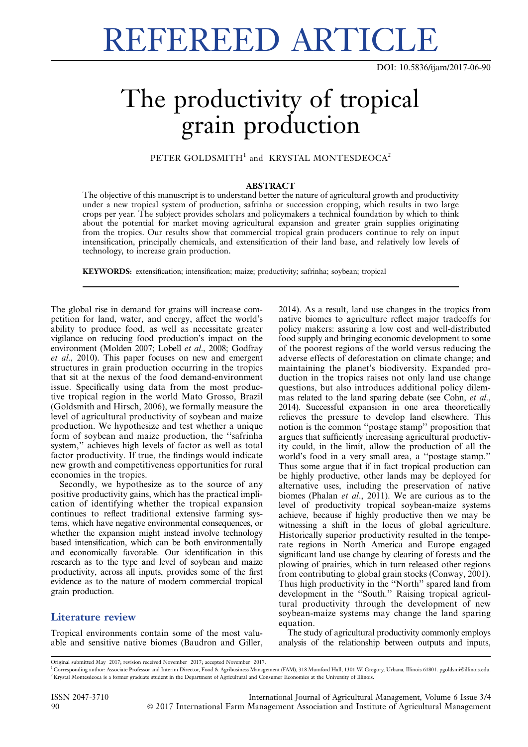# REFEREED ARTICLE

DOI: 10.5836/ijam/2017-06-90

# The productivity of tropical grain production

PETER GOLDSMITH[1] and KRYSTAL MONTESDEOCA[2]

## ABSTRACT

The objective of this manuscript is to understand better the nature of agricultural growth and productivity under a new tropical system of production, safrinha or succession cropping, which results in two large crops per year. The subject provides scholars and policymakers a technical foundation by which to think about the potential for market moving agricultural expansion and greater grain supplies originating from the tropics. Our results show that commercial tropical grain producers continue to rely on input intensification, principally chemicals, and extensification of their land base, and relatively low levels of technology, to increase grain production.

**KEYWORDS:** extensification; intensification; maize; productivity; safrinha; soybean; tropical

The global rise in demand for grains will increase competition for land, water, and energy, affect the world's ability to produce food, as well as necessitate greater vigilance on reducing food production's impact on the environment (Molden 2007; Lobell *et al*., 2008; Godfray *et al*., 2010). This paper focuses on new and emergent structures in grain production occurring in the tropics that sit at the nexus of the food demand-environment issue. Specifically using data from the most productive tropical region in the world Mato Grosso, Brazil (Goldsmith and Hirsch, 2006), we formally measure the level of agricultural productivity of soybean and maize production. We hypothesize and test whether a unique form of soybean and maize production, the ''safrinha system,'' achieves high levels of factor as well as total factor productivity. If true, the findings would indicate new growth and competitiveness opportunities for rural economies in the tropics.

Secondly, we hypothesize as to the source of any positive productivity gains, which has the practical implication of identifying whether the tropical expansion continues to reflect traditional extensive farming systems, which have negative environmental consequences, or whether the expansion might instead involve technology based intensification, which can be both environmentally and economically favorable. Our identification in this research as to the type and level of soybean and maize productivity, across all inputs, provides some of the first evidence as to the nature of modern commercial tropical grain production.

## Literature review

Tropical environments contain some of the most valuable and sensitive native biomes (Baudron and Giller, 2014). As a result, land use changes in the tropics from native biomes to agriculture reflect major tradeoffs for policy makers: assuring a low cost and well-distributed food supply and bringing economic development to some of the poorest regions of the world versus reducing the adverse effects of deforestation on climate change; and maintaining the planet's biodiversity. Expanded production in the tropics raises not only land use change questions, but also introduces additional policy dilemmas related to the land sparing debate (see Cohn, *et al*., 2014). Successful expansion in one area theoretically relieves the pressure to develop land elsewhere. This notion is the common ''postage stamp'' proposition that argues that sufficiently increasing agricultural productivity could, in the limit, allow the production of all the world's food in a very small area, a ''postage stamp.'' Thus some argue that if in fact tropical production can be highly productive, other lands may be deployed for alternative uses, including the preservation of native biomes (Phalan *et al*., 2011). We are curious as to the level of productivity tropical soybean-maize systems achieve, because if highly productive then we may be witnessing a shift in the locus of global agriculture. Historically superior productivity resulted in the temperate regions in North America and Europe engaged significant land use change by clearing of forests and the plowing of prairies, which in turn released other regions from contributing to global grain stocks (Conway, 2001). Thus high productivity in the ''North'' spared land from development in the ''South.'' Raising tropical agricultural productivity through the development of new soybean-maize systems may change the land sparing equation.

The study of agricultural productivity commonly employs analysis of the relationship between outputs and inputs,

---

Original submitted May 2017; revision received November 2017; accepted November 2017.

[1] Corresponding author: Associate Professor and Interim Director, Food & Agribusiness Management (FAM), 318 Mumford Hall, 1301 W. Gregory, Urbana, Illinois 61801. pgoldsmi@illinois.edu.

[2] Krystal Montesdeoca is a former graduate student in the Department of Agricultural and Consumer Economics at the University of Illinois.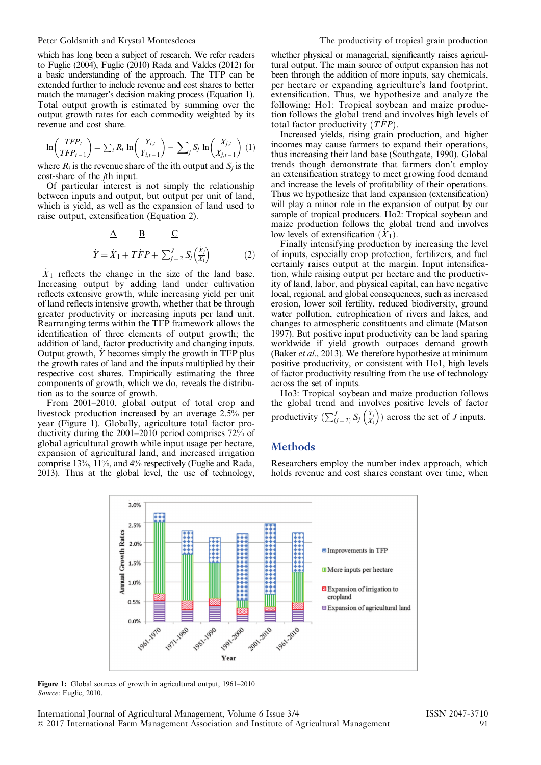which has long been a subject of research. We refer readers to Fuglie (2004), Fuglie (2010) Rada and Valdes (2012) for a basic understanding of the approach. The TFP can be extended further to include revenue and cost shares to better match the manager's decision making process (Equation 1). Total output growth is estimated by summing over the output growth rates for each commodity weighted by its revenue and cost share.

$$\ln\left(\frac{TFP_t}{TFP_{t-1}}\right) = \sum_i R_i \ln\left(\frac{Y_{i,t}}{Y_{i,t-1}}\right) - \sum_j S_j \ln\left(\frac{X_{j,t}}{X_{j,t-1}}\right) \quad (1)$$

where $R_i$ is the revenue share of the ith output and $S_j$ is the cost-share of the $j$th input.

Of particular interest is not simply the relationship between inputs and output, but output per unit of land, which is yield, as well as the expansion of land used to raise output, extensification (Equation 2).

$$\underline{A} \qquad \underline{B} \qquad \underline{C}$$

$$\dot{Y} = \dot{X}_1 + T\dot{F}P + \sum_{j=2}^{J} S_j\left(\frac{\dot{X}_j}{X_1}\right) \quad (2)$$

$\dot{X}_1$ reflects the change in the size of the land base. Increasing output by adding land under cultivation reflects extensive growth, while increasing yield per unit of land reflects intensive growth, whether that be through greater productivity or increasing inputs per land unit. Rearranging terms within the TFP framework allows the identification of three elements of output growth; the addition of land, factor productivity and changing inputs. Output growth, $\dot{Y}$ becomes simply the growth in TFP plus the growth rates of land and the inputs multiplied by their respective cost shares. Empirically estimating the three components of growth, which we do, reveals the distribution as to the source of growth.

From 2001–2010, global output of total crop and livestock production increased by an average 2.5% per year (Figure 1). Globally, agriculture total factor productivity during the 2001–2010 period comprises 72% of global agricultural growth while input usage per hectare, expansion of agricultural land, and increased irrigation comprise 13%, 11%, and 4% respectively (Fuglie and Rada, 2013). Thus at the global level, the use of technology, whether physical or managerial, significantly raises agricultural output. The main source of output expansion has not been through the addition of more inputs, say chemicals, per hectare or expanding agriculture's land footprint, extensification. Thus, we hypothesize and analyze the following: Ho1: Tropical soybean and maize production follows the global trend and involves high levels of total factor productivity ($T\dot{F}P$).

Increased yields, rising grain production, and higher incomes may cause farmers to expand their operations, thus increasing their land base (Southgate, 1990). Global trends though demonstrate that farmers don't employ an extensification strategy to meet growing food demand and increase the levels of profitability of their operations. Thus we hypothesize that land expansion (extensification) will play a minor role in the expansion of output by our sample of tropical producers. Ho2: Tropical soybean and maize production follows the global trend and involves low levels of extensification ($\dot{X}_1$).

Finally intensifying production by increasing the level of inputs, especially crop protection, fertilizers, and fuel certainly raises output at the margin. Input intensification, while raising output per hectare and the productivity of land, labor, and physical capital, can have negative local, regional, and global consequences, such as increased erosion, lower soil fertility, reduced biodiversity, ground water pollution, eutrophication of rivers and lakes, and changes to atmospheric constituents and climate (Matson 1997). But positive input productivity can be land sparing worldwide if yield growth outpaces demand growth (Baker *et al.*, 2013). We therefore hypothesize at minimum positive productivity, or consistent with Ho1, high levels of factor productivity resulting from the use of technology across the set of inputs.

Ho3: Tropical soybean and maize production follows the global trend and involves positive levels of factor productivity ($\sum_{(j=2)}^{J} S_j\left(\frac{\dot{X}_j}{X_1}\right)$) across the set of $J$ inputs.

## Methods

Researchers employ the number index approach, which holds revenue and cost shares constant over time, when

**Figure 1:** Global sources of growth in agricultural output, 1961–2010
*Source*: Fuglie, 2010.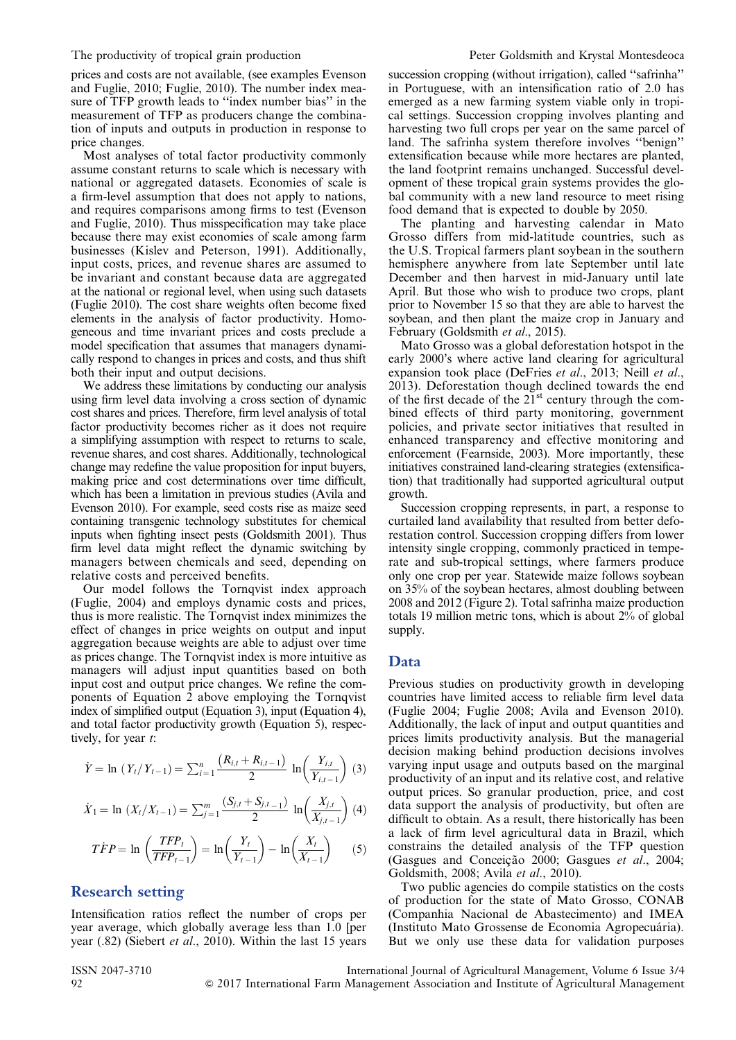prices and costs are not available, (see examples Evenson and Fuglie, 2010; Fuglie, 2010). The number index measure of TFP growth leads to ''index number bias'' in the measurement of TFP as producers change the combination of inputs and outputs in production in response to price changes.

Most analyses of total factor productivity commonly assume constant returns to scale which is necessary with national or aggregated datasets. Economies of scale is a firm-level assumption that does not apply to nations, and requires comparisons among firms to test (Evenson and Fuglie, 2010). Thus misspecification may take place because there may exist economies of scale among farm businesses (Kislev and Peterson, 1991). Additionally, input costs, prices, and revenue shares are assumed to be invariant and constant because data are aggregated at the national or regional level, when using such datasets (Fuglie 2010). The cost share weights often become fixed elements in the analysis of factor productivity. Homogeneous and time invariant prices and costs preclude a model specification that assumes that managers dynamically respond to changes in prices and costs, and thus shift both their input and output decisions.

We address these limitations by conducting our analysis using firm level data involving a cross section of dynamic cost shares and prices. Therefore, firm level analysis of total factor productivity becomes richer as it does not require a simplifying assumption with respect to returns to scale, revenue shares, and cost shares. Additionally, technological change may redefine the value proposition for input buyers, making price and cost determinations over time difficult, which has been a limitation in previous studies (Avila and Evenson 2010). For example, seed costs rise as maize seed containing transgenic technology substitutes for chemical inputs when fighting insect pests (Goldsmith 2001). Thus firm level data might reflect the dynamic switching by managers between chemicals and seed, depending on relative costs and perceived benefits.

Our model follows the Tornqvist index approach (Fuglie, 2004) and employs dynamic costs and prices, thus is more realistic. The Tornqvist index minimizes the effect of changes in price weights on output and input aggregation because weights are able to adjust over time as prices change. The Tornqvist index is more intuitive as managers will adjust input quantities based on both input cost and output price changes. We refine the components of Equation 2 above employing the Tornqvist index of simplified output (Equation 3), input (Equation 4), and total factor productivity growth (Equation 5), respectively, for year $t$:

$$\dot{Y} = \ln\left(Y_t/Y_{t-1}\right) = \sum_{i=1}^{n} \frac{(R_{i,t} + R_{i,t-1})}{2} \ln\left(\frac{Y_{i,t}}{Y_{i,t-1}}\right) \quad (3)$$

$$\dot{X}_1 = \ln\left(X_t/X_{t-1}\right) = \sum_{j=1}^{m} \frac{(S_{j,t} + S_{j,t-1})}{2} \ln\left(\frac{X_{j,t}}{X_{j,t-1}}\right) \quad (4)$$

$$T\dot{F}P = \ln\left(\frac{TFP_t}{TFP_{t-1}}\right) = \ln\left(\frac{Y_t}{Y_{t-1}}\right) - \ln\left(\frac{X_t}{X_{t-1}}\right) \quad (5)$$

## Research setting

Intensification ratios reflect the number of crops per year average, which globally average less than 1.0 [per year (.82) (Siebert *et al.*, 2010). Within the last 15 years succession cropping (without irrigation), called ''safrinha'' in Portuguese, with an intensification ratio of 2.0 has emerged as a new farming system viable only in tropical settings. Succession cropping involves planting and harvesting two full crops per year on the same parcel of land. The safrinha system therefore involves ''benign'' extensification because while more hectares are planted, the land footprint remains unchanged. Successful development of these tropical grain systems provides the global community with a new land resource to meet rising food demand that is expected to double by 2050.

The planting and harvesting calendar in Mato Grosso differs from mid-latitude countries, such as the U.S. Tropical farmers plant soybean in the southern hemisphere anywhere from late September until late December and then harvest in mid-January until late April. But those who wish to produce two crops, plant prior to November 15 so that they are able to harvest the soybean, and then plant the maize crop in January and February (Goldsmith *et al.*, 2015).

Mato Grosso was a global deforestation hotspot in the early 2000's where active land clearing for agricultural expansion took place (DeFries *et al.*, 2013; Neill *et al.*, 2013). Deforestation though declined towards the end of the first decade of the 21st century through the combined effects of third party monitoring, government policies, and private sector initiatives that resulted in enhanced transparency and effective monitoring and enforcement (Fearnside, 2003). More importantly, these initiatives constrained land-clearing strategies (extensification) that traditionally had supported agricultural output growth.

Succession cropping represents, in part, a response to curtailed land availability that resulted from better deforestation control. Succession cropping differs from lower intensity single cropping, commonly practiced in temperate and sub-tropical settings, where farmers produce only one crop per year. Statewide maize follows soybean on 35% of the soybean hectares, about doubling between 2008 and 2012 (Figure 2). Total safrinha maize production totals 19 million metric tons, which is about 2% of global supply.

## Data

Previous studies on productivity growth in developing countries have limited access to reliable firm level data (Fuglie 2004; Fuglie 2008; Avila and Evenson 2010). Additionally, the lack of input and output quantities and prices limits productivity analysis. But the managerial decision making behind production decisions involves varying input usage and outputs based on the marginal productivity of an input and its relative cost, and relative output prices. So granular production, price, and cost data support the analysis of productivity, but often are difficult to obtain. As a result, there historically has been a lack of firm level agricultural data in Brazil, which constrains the detailed analysis of the TFP question (Gasgues and Conceição 2000; Gasgues *et al.*, 2004; Goldsmith, 2008; Avila *et al.*, 2010).

Two public agencies do compile statistics on the costs of production for the state of Mato Grosso, CONAB (Companhia Nacional de Abastecimento) and IMEA (Instituto Mato Grossense de Economia Agropecuária). But we only use these data for validation purposes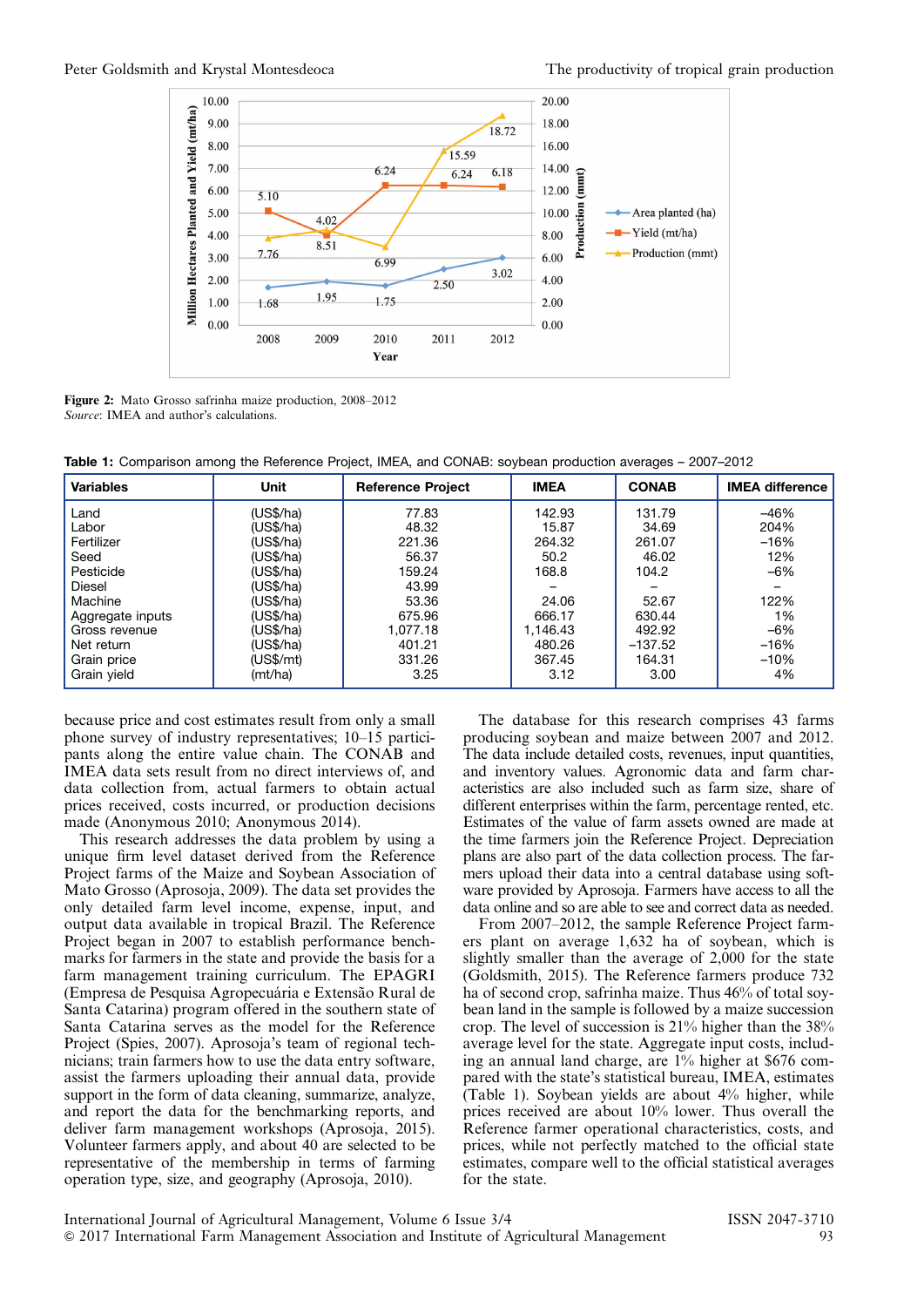Figure 2: Mato Grosso safrinha maize production, 2008–2012
*Source*: IMEA and author's calculations.

**Table 1:** Comparison among the Reference Project, IMEA, and CONAB: soybean production averages – 2007–2012

| Variables | Unit | Reference Project | IMEA | CONAB | IMEA difference |
|---|---|---|---|---|---|
| Land | (US$/ha) | 77.83 | 142.93 | 131.79 | –46% |
| Labor | (US$/ha) | 48.32 | 15.87 | 34.69 | 204% |
| Fertilizer | (US$/ha) | 221.36 | 264.32 | 261.07 | –16% |
| Seed | (US$/ha) | 56.37 | 50.2 | 46.02 | 12% |
| Pesticide | (US$/ha) | 159.24 | 168.8 | 104.2 | –6% |
| Diesel | (US$/ha) | 43.99 | – | – | – |
| Machine | (US$/ha) | 53.36 | 24.06 | 52.67 | 122% |
| Aggregate inputs | (US$/ha) | 675.96 | 666.17 | 630.44 | 1% |
| Gross revenue | (US$/ha) | 1,077.18 | 1,146.43 | 492.92 | –6% |
| Net return | (US$/ha) | 401.21 | 480.26 | –137.52 | –16% |
| Grain price | (US$/mt) | 331.26 | 367.45 | 164.31 | –10% |
| Grain yield | (mt/ha) | 3.25 | 3.12 | 3.00 | 4% |

because price and cost estimates result from only a small phone survey of industry representatives; 10–15 participants along the entire value chain. The CONAB and IMEA data sets result from no direct interviews of, and data collection from, actual farmers to obtain actual prices received, costs incurred, or production decisions made (Anonymous 2010; Anonymous 2014).

This research addresses the data problem by using a unique firm level dataset derived from the Reference Project farms of the Maize and Soybean Association of Mato Grosso (Aprosoja, 2009). The data set provides the only detailed farm level income, expense, input, and output data available in tropical Brazil. The Reference Project began in 2007 to establish performance benchmarks for farmers in the state and provide the basis for a farm management training curriculum. The EPAGRI (Empresa de Pesquisa Agropecuária e Extensão Rural de Santa Catarina) program offered in the southern state of Santa Catarina serves as the model for the Reference Project (Spies, 2007). Aprosoja's team of regional technicians; train farmers how to use the data entry software, assist the farmers uploading their annual data, provide support in the form of data cleaning, summarize, analyze, and report the data for the benchmarking reports, and deliver farm management workshops (Aprosoja, 2015). Volunteer farmers apply, and about 40 are selected to be representative of the membership in terms of farming operation type, size, and geography (Aprosoja, 2010).

The database for this research comprises 43 farms producing soybean and maize between 2007 and 2012. The data include detailed costs, revenues, input quantities, and inventory values. Agronomic data and farm characteristics are also included such as farm size, share of different enterprises within the farm, percentage rented, etc. Estimates of the value of farm assets owned are made at the time farmers join the Reference Project. Depreciation plans are also part of the data collection process. The farmers upload their data into a central database using software provided by Aprosoja. Farmers have access to all the data online and so are able to see and correct data as needed.

From 2007–2012, the sample Reference Project farmers plant on average 1,632 ha of soybean, which is slightly smaller than the average of 2,000 for the state (Goldsmith, 2015). The Reference farmers produce 732 ha of second crop, safrinha maize. Thus 46% of total soybean land in the sample is followed by a maize succession crop. The level of succession is 21% higher than the 38% average level for the state. Aggregate input costs, including an annual land charge, are 1% higher at $676 compared with the state's statistical bureau, IMEA, estimates (Table 1). Soybean yields are about 4% higher, while prices received are about 10% lower. Thus overall the Reference farmer operational characteristics, costs, and prices, while not perfectly matched to the official state estimates, compare well to the official statistical averages for the state.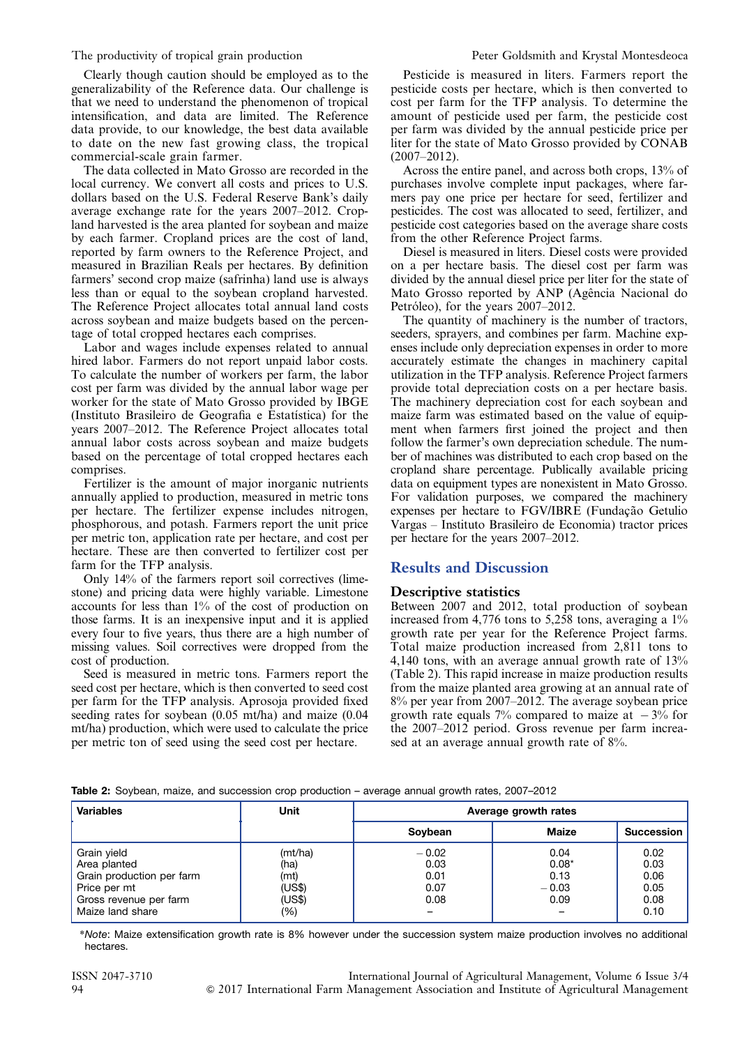Clearly though caution should be employed as to the generalizability of the Reference data. Our challenge is that we need to understand the phenomenon of tropical intensification, and data are limited. The Reference data provide, to our knowledge, the best data available to date on the new fast growing class, the tropical commercial-scale grain farmer.

The data collected in Mato Grosso are recorded in the local currency. We convert all costs and prices to U.S. dollars based on the U.S. Federal Reserve Bank's daily average exchange rate for the years 2007–2012. Cropland harvested is the area planted for soybean and maize by each farmer. Cropland prices are the cost of land, reported by farm owners to the Reference Project, and measured in Brazilian Reals per hectares. By definition farmers' second crop maize (safrinha) land use is always less than or equal to the soybean cropland harvested. The Reference Project allocates total annual land costs across soybean and maize budgets based on the percentage of total cropped hectares each comprises.

Labor and wages include expenses related to annual hired labor. Farmers do not report unpaid labor costs. To calculate the number of workers per farm, the labor cost per farm was divided by the annual labor wage per worker for the state of Mato Grosso provided by IBGE (Instituto Brasileiro de Geografia e Estatística) for the years 2007–2012. The Reference Project allocates total annual labor costs across soybean and maize budgets based on the percentage of total cropped hectares each comprises.

Fertilizer is the amount of major inorganic nutrients annually applied to production, measured in metric tons per hectare. The fertilizer expense includes nitrogen, phosphorous, and potash. Farmers report the unit price per metric ton, application rate per hectare, and cost per hectare. These are then converted to fertilizer cost per farm for the TFP analysis.

Only 14% of the farmers report soil correctives (limestone) and pricing data were highly variable. Limestone accounts for less than 1% of the cost of production on those farms. It is an inexpensive input and it is applied every four to five years, thus there are a high number of missing values. Soil correctives were dropped from the cost of production.

Seed is measured in metric tons. Farmers report the seed cost per hectare, which is then converted to seed cost per farm for the TFP analysis. Aprosoja provided fixed seeding rates for soybean (0.05 mt/ha) and maize (0.04 mt/ha) production, which were used to calculate the price per metric ton of seed using the seed cost per hectare.

Pesticide is measured in liters. Farmers report the pesticide costs per hectare, which is then converted to cost per farm for the TFP analysis. To determine the amount of pesticide used per farm, the pesticide cost per farm was divided by the annual pesticide price per liter for the state of Mato Grosso provided by CONAB (2007–2012).

Across the entire panel, and across both crops, 13% of purchases involve complete input packages, where farmers pay one price per hectare for seed, fertilizer and pesticides. The cost was allocated to seed, fertilizer, and pesticide cost categories based on the average share costs from the other Reference Project farms.

Diesel is measured in liters. Diesel costs were provided on a per hectare basis. The diesel cost per farm was divided by the annual diesel price per liter for the state of Mato Grosso reported by ANP (Agência Nacional do Petróleo), for the years 2007–2012.

The quantity of machinery is the number of tractors, seeders, sprayers, and combines per farm. Machine expenses include only depreciation expenses in order to more accurately estimate the changes in machinery capital utilization in the TFP analysis. Reference Project farmers provide total depreciation costs on a per hectare basis. The machinery depreciation cost for each soybean and maize farm was estimated based on the value of equipment when farmers first joined the project and then follow the farmer's own depreciation schedule. The number of machines was distributed to each crop based on the cropland share percentage. Publically available pricing data on equipment types are nonexistent in Mato Grosso. For validation purposes, we compared the machinery expenses per hectare to FGV/IBRE (Fundação Getulio Vargas – Instituto Brasileiro de Economia) tractor prices per hectare for the years 2007–2012.

## Results and Discussion

### Descriptive statistics

Between 2007 and 2012, total production of soybean increased from 4,776 tons to 5,258 tons, averaging a 1% growth rate per year for the Reference Project farms. Total maize production increased from 2,811 tons to 4,140 tons, with an average annual growth rate of 13% (Table 2). This rapid increase in maize production results from the maize planted area growing at an annual rate of 8% per year from 2007–2012. The average soybean price growth rate equals 7% compared to maize at −3% for the 2007–2012 period. Gross revenue per farm increased at an average annual growth rate of 8%.

**Table 2:** Soybean, maize, and succession crop production – average annual growth rates, 2007–2012

| Variables | Unit | Average growth rates | | |
|---|---|---|---|---|
| | | Soybean | Maize | Succession |
| Grain yield | (mt/ha) | −0.02 | 0.04 | 0.02 |
| Area planted | (ha) | 0.03 | 0.08* | 0.03 |
| Grain production per farm | (mt) | 0.01 | 0.13 | 0.06 |
| Price per mt | (US$) | 0.07 | −0.03 | 0.05 |
| Gross revenue per farm | (US$) | 0.08 | 0.09 | 0.08 |
| Maize land share | (%) | – | – | 0.10 |

**Note*: Maize extensification growth rate is 8% however under the succession system maize production involves no additional hectares.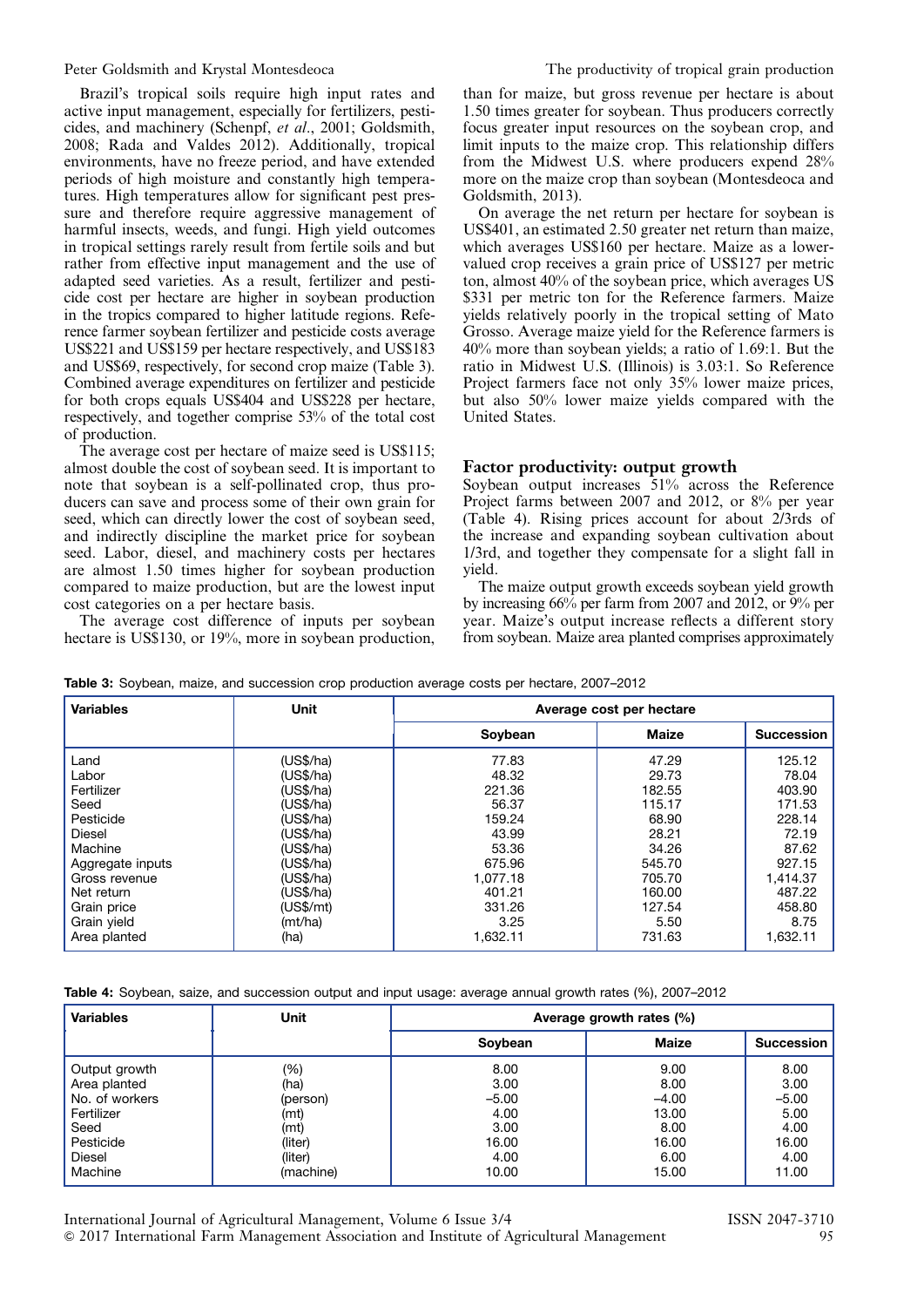Brazil's tropical soils require high input rates and active input management, especially for fertilizers, pesticides, and machinery (Schenpf, *et al*., 2001; Goldsmith, 2008; Rada and Valdes 2012). Additionally, tropical environments, have no freeze period, and have extended periods of high moisture and constantly high temperatures. High temperatures allow for significant pest pressure and therefore require aggressive management of harmful insects, weeds, and fungi. High yield outcomes in tropical settings rarely result from fertile soils and but rather from effective input management and the use of adapted seed varieties. As a result, fertilizer and pesticide cost per hectare are higher in soybean production in the tropics compared to higher latitude regions. Reference farmer soybean fertilizer and pesticide costs average US$221 and US$159 per hectare respectively, and US$183 and US$69, respectively, for second crop maize (Table 3). Combined average expenditures on fertilizer and pesticide for both crops equals US$404 and US$228 per hectare, respectively, and together comprise 53% of the total cost of production.

The average cost per hectare of maize seed is US$115; almost double the cost of soybean seed. It is important to note that soybean is a self-pollinated crop, thus producers can save and process some of their own grain for seed, which can directly lower the cost of soybean seed, and indirectly discipline the market price for soybean seed. Labor, diesel, and machinery costs per hectares are almost 1.50 times higher for soybean production compared to maize production, but are the lowest input cost categories on a per hectare basis.

The average cost difference of inputs per soybean hectare is US$130, or 19%, more in soybean production, than for maize, but gross revenue per hectare is about 1.50 times greater for soybean. Thus producers correctly focus greater input resources on the soybean crop, and limit inputs to the maize crop. This relationship differs from the Midwest U.S. where producers expend 28% more on the maize crop than soybean (Montesdeoca and Goldsmith, 2013).

On average the net return per hectare for soybean is US$401, an estimated 2.50 greater net return than maize, which averages US$160 per hectare. Maize as a lower-valued crop receives a grain price of US$127 per metric ton, almost 40% of the soybean price, which averages US $331 per metric ton for the Reference farmers. Maize yields relatively poorly in the tropical setting of Mato Grosso. Average maize yield for the Reference farmers is 40% more than soybean yields; a ratio of 1.69:1. But the ratio in Midwest U.S. (Illinois) is 3.03:1. So Reference Project farmers face not only 35% lower maize prices, but also 50% lower maize yields compared with the United States.

## Factor productivity: output growth

Soybean output increases 51% across the Reference Project farms between 2007 and 2012, or 8% per year (Table 4). Rising prices account for about 2/3rds of the increase and expanding soybean cultivation about 1/3rd, and together they compensate for a slight fall in yield.

The maize output growth exceeds soybean yield growth by increasing 66% per farm from 2007 and 2012, or 9% per year. Maize's output increase reflects a different story from soybean. Maize area planted comprises approximately

**Table 3:** Soybean, maize, and succession crop production average costs per hectare, 2007–2012

| Variables | Unit | Average cost per hectare | | |
|---|---|---|---|---|
| | | Soybean | Maize | Succession |
| Land | (US$/ha) | 77.83 | 47.29 | 125.12 |
| Labor | (US$/ha) | 48.32 | 29.73 | 78.04 |
| Fertilizer | (US$/ha) | 221.36 | 182.55 | 403.90 |
| Seed | (US$/ha) | 56.37 | 115.17 | 171.53 |
| Pesticide | (US$/ha) | 159.24 | 68.90 | 228.14 |
| Diesel | (US$/ha) | 43.99 | 28.21 | 72.19 |
| Machine | (US$/ha) | 53.36 | 34.26 | 87.62 |
| Aggregate inputs | (US$/ha) | 675.96 | 545.70 | 927.15 |
| Gross revenue | (US$/ha) | 1,077.18 | 705.70 | 1,414.37 |
| Net return | (US$/ha) | 401.21 | 160.00 | 487.22 |
| Grain price | (US$/mt) | 331.26 | 127.54 | 458.80 |
| Grain yield | (mt/ha) | 3.25 | 5.50 | 8.75 |
| Area planted | (ha) | 1,632.11 | 731.63 | 1,632.11 |

**Table 4:** Soybean, saize, and succession output and input usage: average annual growth rates (%), 2007–2012

| Variables | Unit | Average growth rates (%) | | |
|---|---|---|---|---|
| | | Soybean | Maize | Succession |
| Output growth | (%) | 8.00 | 9.00 | 8.00 |
| Area planted | (ha) | 3.00 | 8.00 | 3.00 |
| No. of workers | (person) | −5.00 | −4.00 | −5.00 |
| Fertilizer | (mt) | 4.00 | 13.00 | 5.00 |
| Seed | (mt) | 3.00 | 8.00 | 4.00 |
| Pesticide | (liter) | 16.00 | 16.00 | 16.00 |
| Diesel | (liter) | 4.00 | 6.00 | 4.00 |
| Machine | (machine) | 10.00 | 15.00 | 11.00 |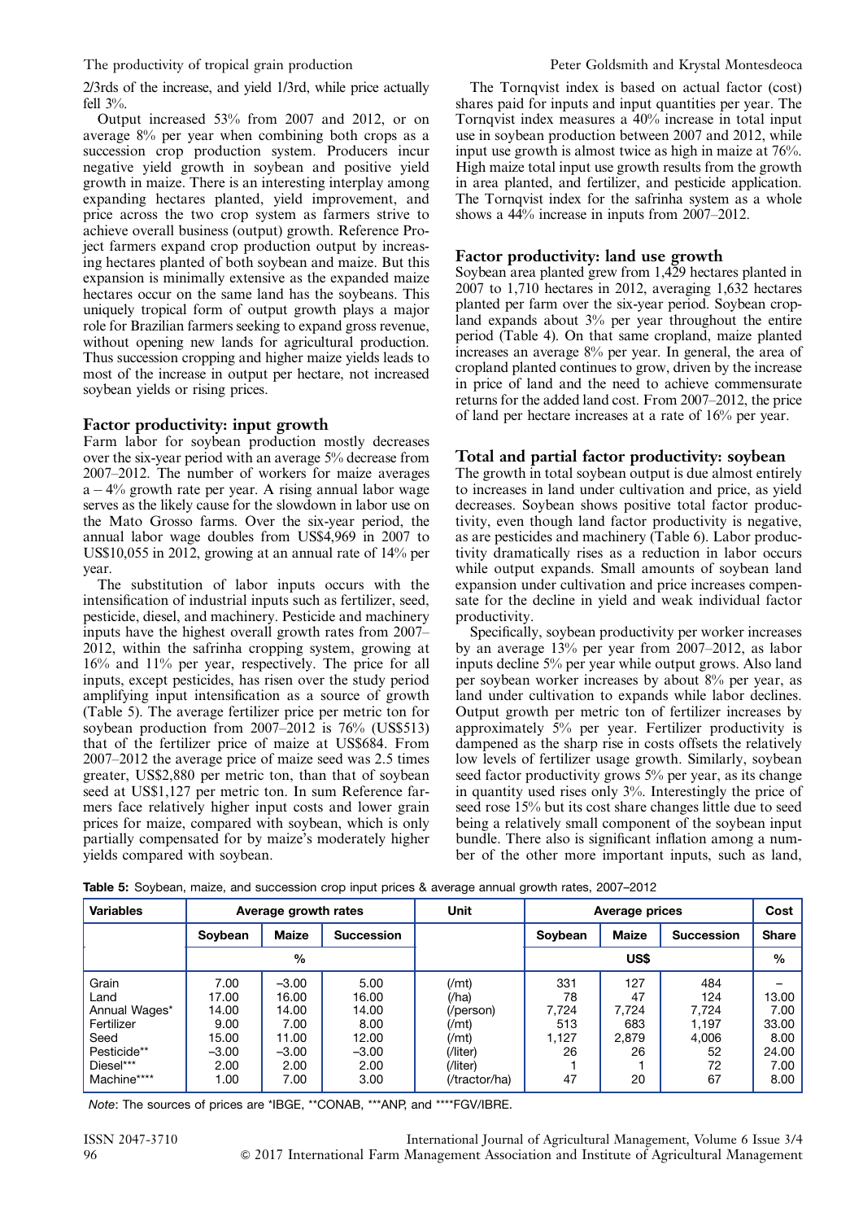2/3rds of the increase, and yield 1/3rd, while price actually fell 3%.

Output increased 53% from 2007 and 2012, or on average 8% per year when combining both crops as a succession crop production system. Producers incur negative yield growth in soybean and positive yield growth in maize. There is an interesting interplay among expanding hectares planted, yield improvement, and price across the two crop system as farmers strive to achieve overall business (output) growth. Reference Project farmers expand crop production output by increasing hectares planted of both soybean and maize. But this expansion is minimally extensive as the expanded maize hectares occur on the same land has the soybeans. This uniquely tropical form of output growth plays a major role for Brazilian farmers seeking to expand gross revenue, without opening new lands for agricultural production. Thus succession cropping and higher maize yields leads to most of the increase in output per hectare, not increased soybean yields or rising prices.

## Factor productivity: input growth

Farm labor for soybean production mostly decreases over the six-year period with an average 5% decrease from 2007–2012. The number of workers for maize averages a −4% growth rate per year. A rising annual labor wage serves as the likely cause for the slowdown in labor use on the Mato Grosso farms. Over the six-year period, the annual labor wage doubles from US$4,969 in 2007 to US$10,055 in 2012, growing at an annual rate of 14% per year.

The substitution of labor inputs occurs with the intensification of industrial inputs such as fertilizer, seed, pesticide, diesel, and machinery. Pesticide and machinery inputs have the highest overall growth rates from 2007–2012, within the safrinha cropping system, growing at 16% and 11% per year, respectively. The price for all inputs, except pesticides, has risen over the study period amplifying input intensification as a source of growth (Table 5). The average fertilizer price per metric ton for soybean production from 2007–2012 is 76% (US$513) that of the fertilizer price of maize at US$684. From 2007–2012 the average price of maize seed was 2.5 times greater, US$2,880 per metric ton, than that of soybean seed at US$1,127 per metric ton. In sum Reference farmers face relatively higher input costs and lower grain prices for maize, compared with soybean, which is only partially compensated for by maize's moderately higher yields compared with soybean.

The Tornqvist index is based on actual factor (cost) shares paid for inputs and input quantities per year. The Tornqvist index measures a 40% increase in total input use in soybean production between 2007 and 2012, while input use growth is almost twice as high in maize at 76%. High maize total input use growth results from the growth in area planted, and fertilizer, and pesticide application. The Tornqvist index for the safrinha system as a whole shows a 44% increase in inputs from 2007–2012.

## Factor productivity: land use growth

Soybean area planted grew from 1,429 hectares planted in 2007 to 1,710 hectares in 2012, averaging 1,632 hectares planted per farm over the six-year period. Soybean cropland expands about 3% per year throughout the entire period (Table 4). On that same cropland, maize planted increases an average 8% per year. In general, the area of cropland planted continues to grow, driven by the increase in price of land and the need to achieve commensurate returns for the added land cost. From 2007–2012, the price of land per hectare increases at a rate of 16% per year.

## Total and partial factor productivity: soybean

The growth in total soybean output is due almost entirely to increases in land under cultivation and price, as yield decreases. Soybean shows positive total factor productivity, even though land factor productivity is negative, as are pesticides and machinery (Table 6). Labor productivity dramatically rises as a reduction in labor occurs while output expands. Small amounts of soybean land expansion under cultivation and price increases compensate for the decline in yield and weak individual factor productivity.

Specifically, soybean productivity per worker increases by an average 13% per year from 2007–2012, as labor inputs decline 5% per year while output grows. Also land per soybean worker increases by about 8% per year, as land under cultivation to expands while labor declines. Output growth per metric ton of fertilizer increases by approximately 5% per year. Fertilizer productivity is dampened as the sharp rise in costs offsets the relatively low levels of fertilizer usage growth. Similarly, soybean seed factor productivity grows 5% per year, as its change in quantity used rises only 3%. Interestingly the price of seed rose 15% but its cost share changes little due to seed being a relatively small component of the soybean input bundle. There also is significant inflation among a number of the other more important inputs, such as land,

**Table 5:** Soybean, maize, and succession crop input prices & average annual growth rates, 2007–2012

| Variables | Average growth rates | | | Unit | Average prices | | | Cost |
|---|---|---|---|---|---|---|---|---|
| | Soybean | Maize | Succession | | Soybean | Maize | Succession | Share |
| | % | | | | US$ | | | % |
| Grain | 7.00 | −3.00 | 5.00 | (/mt) | 331 | 127 | 484 | – |
| Land | 17.00 | 16.00 | 16.00 | (/ha) | 78 | 47 | 124 | 13.00 |
| Annual Wages* | 14.00 | 14.00 | 14.00 | (/person) | 7,724 | 7,724 | 7,724 | 7.00 |
| Fertilizer | 9.00 | 7.00 | 8.00 | (/mt) | 513 | 683 | 1,197 | 33.00 |
| Seed | 15.00 | 11.00 | 12.00 | (/mt) | 1,127 | 2,879 | 4,006 | 8.00 |
| Pesticide** | −3.00 | −3.00 | −3.00 | (/liter) | 26 | 26 | 52 | 24.00 |
| Diesel*** | 2.00 | 2.00 | 2.00 | (/liter) | 1 | 1 | 72 | 7.00 |
| Machine**** | 1.00 | 7.00 | 3.00 | (/tractor/ha) | 47 | 20 | 67 | 8.00 |

*Note*: The sources of prices are *IBGE, **CONAB, ***ANP, and ****FGV/IBRE.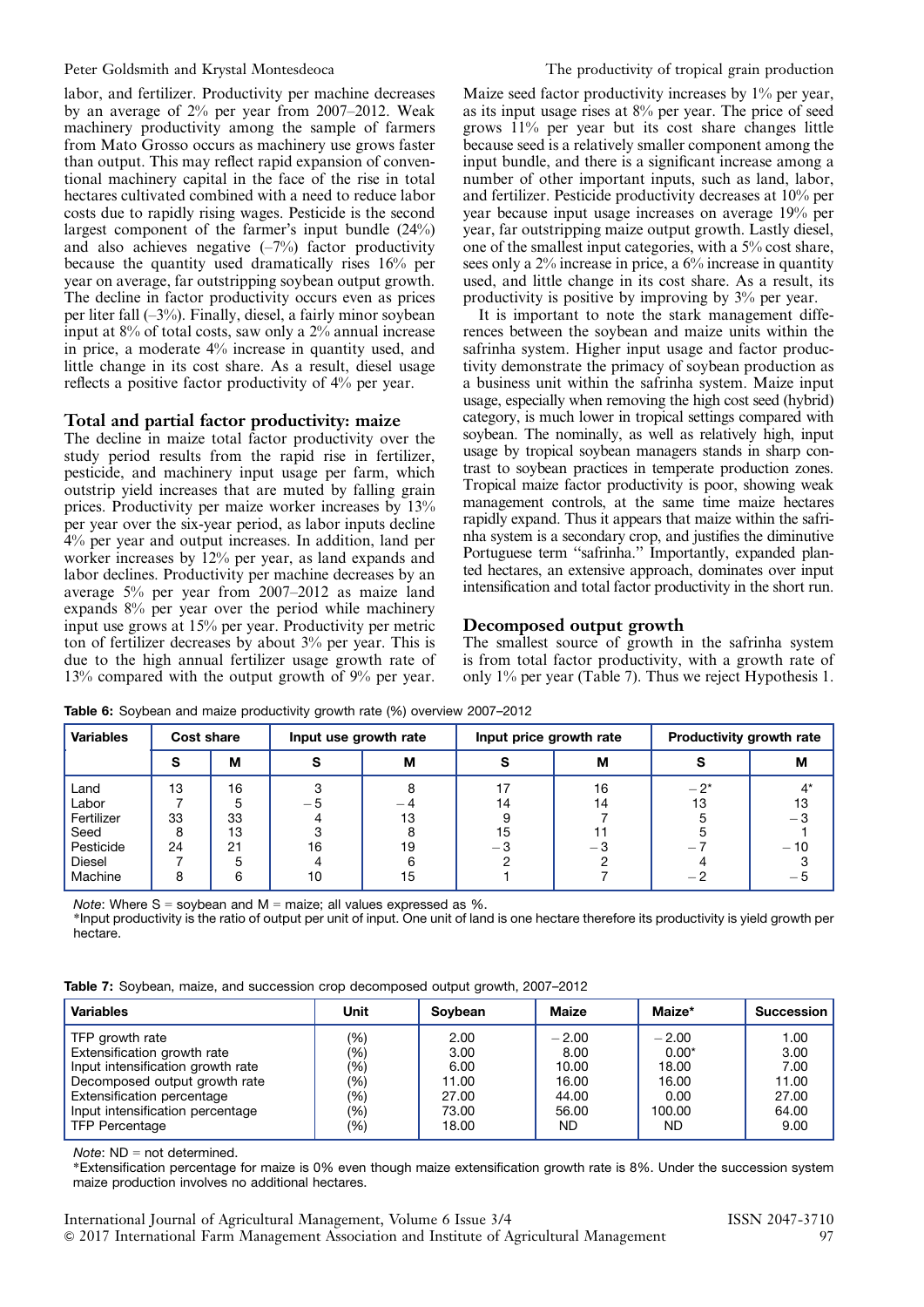labor, and fertilizer. Productivity per machine decreases by an average of 2% per year from 2007–2012. Weak machinery productivity among the sample of farmers from Mato Grosso occurs as machinery use grows faster than output. This may reflect rapid expansion of conventional machinery capital in the face of the rise in total hectares cultivated combined with a need to reduce labor costs due to rapidly rising wages. Pesticide is the second largest component of the farmer's input bundle (24%) and also achieves negative (–7%) factor productivity because the quantity used dramatically rises 16% per year on average, far outstripping soybean output growth. The decline in factor productivity occurs even as prices per liter fall (–3%). Finally, diesel, a fairly minor soybean input at 8% of total costs, saw only a 2% annual increase in price, a moderate 4% increase in quantity used, and little change in its cost share. As a result, diesel usage reflects a positive factor productivity of 4% per year.

## Total and partial factor productivity: maize

The decline in maize total factor productivity over the study period results from the rapid rise in fertilizer, pesticide, and machinery input usage per farm, which outstrip yield increases that are muted by falling grain prices. Productivity per maize worker increases by 13% per year over the six-year period, as labor inputs decline 4% per year and output increases. In addition, land per worker increases by 12% per year, as land expands and labor declines. Productivity per machine decreases by an average 5% per year from 2007–2012 as maize land expands 8% per year over the period while machinery input use grows at 15% per year. Productivity per metric ton of fertilizer decreases by about 3% per year. This is due to the high annual fertilizer usage growth rate of 13% compared with the output growth of 9% per year.

Maize seed factor productivity increases by 1% per year, as its input usage rises at 8% per year. The price of seed grows 11% per year but its cost share changes little because seed is a relatively smaller component among the input bundle, and there is a significant increase among a number of other important inputs, such as land, labor, and fertilizer. Pesticide productivity decreases at 10% per year because input usage increases on average 19% per year, far outstripping maize output growth. Lastly diesel, one of the smallest input categories, with a 5% cost share, sees only a 2% increase in price, a 6% increase in quantity used, and little change in its cost share. As a result, its productivity is positive by improving by 3% per year.

It is important to note the stark management differences between the soybean and maize units within the safrinha system. Higher input usage and factor productivity demonstrate the primacy of soybean production as a business unit within the safrinha system. Maize input usage, especially when removing the high cost seed (hybrid) category, is much lower in tropical settings compared with soybean. The nominally, as well as relatively high, input usage by tropical soybean managers stands in sharp contrast to soybean practices in temperate production zones. Tropical maize factor productivity is poor, showing weak management controls, at the same time maize hectares rapidly expand. Thus it appears that maize within the safrinha system is a secondary crop, and justifies the diminutive Portuguese term "safrinha." Importantly, expanded planted hectares, an extensive approach, dominates over input intensification and total factor productivity in the short run.

## Decomposed output growth

The smallest source of growth in the safrinha system is from total factor productivity, with a growth rate of only 1% per year (Table 7). Thus we reject Hypothesis 1.

**Table 6:** Soybean and maize productivity growth rate (%) overview 2007–2012

| Variables | Cost share | | Input use growth rate | | Input price growth rate | | Productivity growth rate | |
|---|---|---|---|---|---|---|---|---|
| | S | M | S | M | S | M | S | M |
| Land | 13 | 16 | 3 | 8 | 17 | 16 | −2* | 4* |
| Labor | 7 | 5 | −5 | −4 | 14 | 14 | 13 | 13 |
| Fertilizer | 33 | 33 | 4 | 13 | 9 | 7 | 5 | −3 |
| Seed | 8 | 13 | 3 | 8 | 15 | 11 | 5 | 1 |
| Pesticide | 24 | 21 | 16 | 19 | −3 | −3 | −7 | −10 |
| Diesel | 7 | 5 | 4 | 6 | 2 | 2 | 4 | 3 |
| Machine | 8 | 6 | 10 | 15 | 1 | 7 | −2 | −5 |

*Note*: Where S = soybean and M = maize; all values expressed as %.
*Input productivity is the ratio of output per unit of input. One unit of land is one hectare therefore its productivity is yield growth per hectare.

**Table 7:** Soybean, maize, and succession crop decomposed output growth, 2007–2012

| Variables | Unit | Soybean | Maize | Maize* | Succession |
|---|---|---|---|---|---|
| TFP growth rate | (%) | 2.00 | −2.00 | −2.00 | 1.00 |
| Extensification growth rate | (%) | 3.00 | 8.00 | 0.00* | 3.00 |
| Input intensification growth rate | (%) | 6.00 | 10.00 | 18.00 | 7.00 |
| Decomposed output growth rate | (%) | 11.00 | 16.00 | 16.00 | 11.00 |
| Extensification percentage | (%) | 27.00 | 44.00 | 0.00 | 27.00 |
| Input intensification percentage | (%) | 73.00 | 56.00 | 100.00 | 64.00 |
| TFP Percentage | (%) | 18.00 | ND | ND | 9.00 |

*Note*: ND = not determined.
*Extensification percentage for maize is 0% even though maize extensification growth rate is 8%. Under the succession system maize production involves no additional hectares.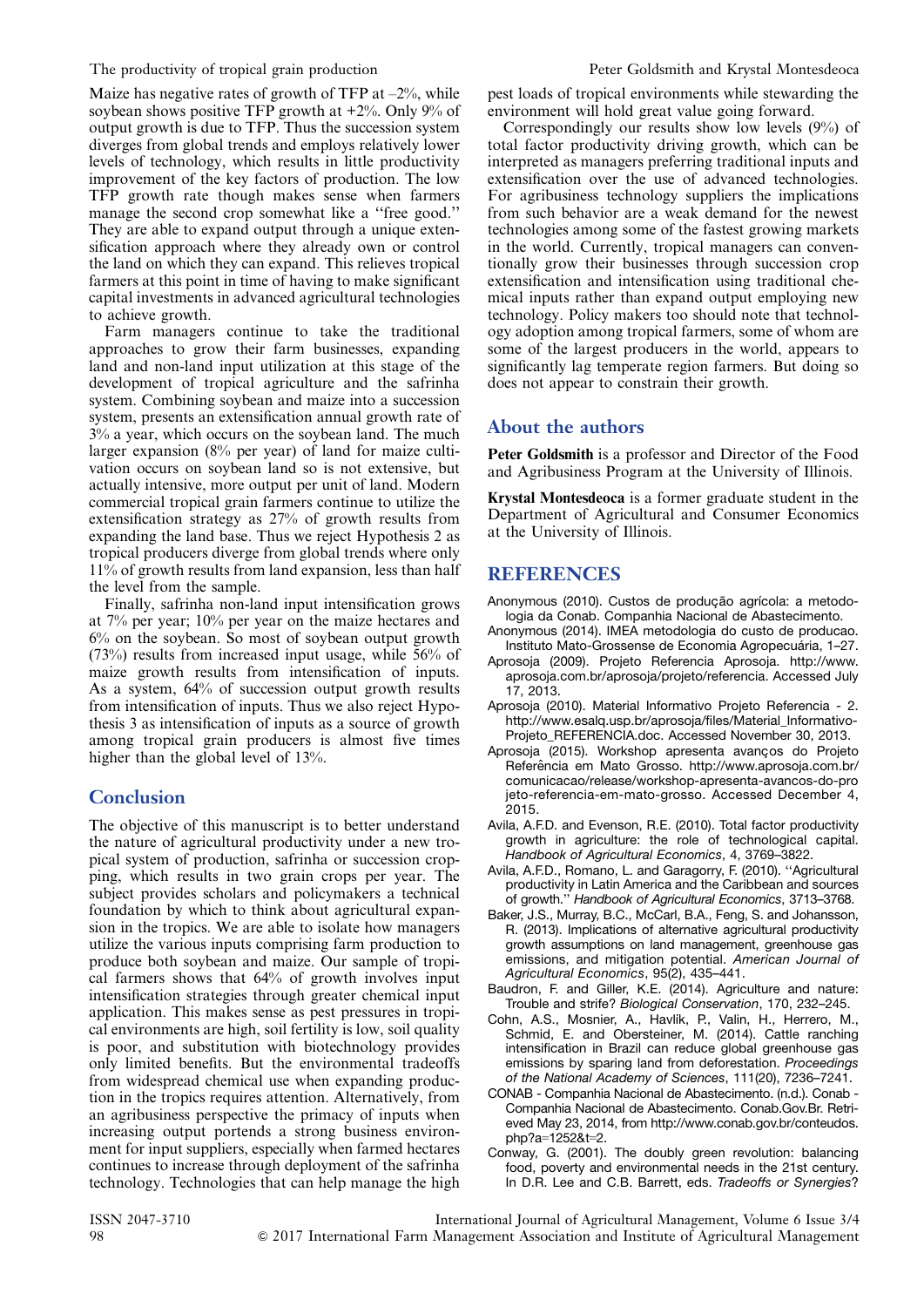Maize has negative rates of growth of TFP at –2%, while soybean shows positive TFP growth at +2%. Only 9% of output growth is due to TFP. Thus the succession system diverges from global trends and employs relatively lower levels of technology, which results in little productivity improvement of the key factors of production. The low TFP growth rate though makes sense when farmers manage the second crop somewhat like a "free good." They are able to expand output through a unique extensification approach where they already own or control the land on which they can expand. This relieves tropical farmers at this point in time of having to make significant capital investments in advanced agricultural technologies to achieve growth.

Farm managers continue to take the traditional approaches to grow their farm businesses, expanding land and non-land input utilization at this stage of the development of tropical agriculture and the safrinha system. Combining soybean and maize into a succession system, presents an extensification annual growth rate of 3% a year, which occurs on the soybean land. The much larger expansion (8% per year) of land for maize cultivation occurs on soybean land so is not extensive, but actually intensive, more output per unit of land. Modern commercial tropical grain farmers continue to utilize the extensification strategy as 27% of growth results from expanding the land base. Thus we reject Hypothesis 2 as tropical producers diverge from global trends where only 11% of growth results from land expansion, less than half the level from the sample.

Finally, safrinha non-land input intensification grows at 7% per year; 10% per year on the maize hectares and 6% on the soybean. So most of soybean output growth (73%) results from increased input usage, while 56% of maize growth results from intensification of inputs. As a system, 64% of succession output growth results from intensification of inputs. Thus we also reject Hypothesis 3 as intensification of inputs as a source of growth among tropical grain producers is almost five times higher than the global level of 13%.

## Conclusion

The objective of this manuscript is to better understand the nature of agricultural productivity under a new tropical system of production, safrinha or succession cropping, which results in two grain crops per year. The subject provides scholars and policymakers a technical foundation by which to think about agricultural expansion in the tropics. We are able to isolate how managers utilize the various inputs comprising farm production to produce both soybean and maize. Our sample of tropical farmers shows that 64% of growth involves input intensification strategies through greater chemical input application. This makes sense as pest pressures in tropical environments are high, soil fertility is low, soil quality is poor, and substitution with biotechnology provides only limited benefits. But the environmental tradeoffs from widespread chemical use when expanding production in the tropics requires attention. Alternatively, from an agribusiness perspective the primacy of inputs when increasing output portends a strong business environment for input suppliers, especially when farmed hectares continues to increase through deployment of the safrinha technology. Technologies that can help manage the high pest loads of tropical environments while stewarding the environment will hold great value going forward.

Correspondingly our results show low levels (9%) of total factor productivity driving growth, which can be interpreted as managers preferring traditional inputs and extensification over the use of advanced technologies. For agribusiness technology suppliers the implications from such behavior are a weak demand for the newest technologies among some of the fastest growing markets in the world. Currently, tropical managers can conventionally grow their businesses through succession crop extensification and intensification using traditional chemical inputs rather than expand output employing new technology. Policy makers too should note that technology adoption among tropical farmers, some of whom are some of the largest producers in the world, appears to significantly lag temperate region farmers. But doing so does not appear to constrain their growth.

## About the authors

**Peter Goldsmith** is a professor and Director of the Food and Agribusiness Program at the University of Illinois.

**Krystal Montesdeoca** is a former graduate student in the Department of Agricultural and Consumer Economics at the University of Illinois.

## REFERENCES

Anonymous (2010). Custos de produção agrícola: a metodologia da Conab. Companhia Nacional de Abastecimento.

Anonymous (2014). IMEA metodologia do custo de producao. Instituto Mato-Grossense de Economia Agropecuária, 1–27.

Aprosoja (2009). Projeto Referencia Aprosoja. http://www.aprosoja.com.br/aprosoja/projeto/referencia. Accessed July 17, 2013.

Aprosoja (2010). Material Informativo Projeto Referencia - 2. http://www.esalq.usp.br/aprosoja/files/Material_Informativo-Projeto_REFERENCIA.doc. Accessed November 30, 2013.

Aprosoja (2015). Workshop apresenta avanços do Projeto Referência em Mato Grosso. http://www.aprosoja.com.br/comunicacao/release/workshop-apresenta-avancos-do-projeto-referencia-em-mato-grosso. Accessed December 4, 2015.

Avila, A.F.D. and Evenson, R.E. (2010). Total factor productivity growth in agriculture: the role of technological capital. *Handbook of Agricultural Economics*, 4, 3769–3822.

Avila, A.F.D., Romano, L. and Garagorry, F. (2010). "Agricultural productivity in Latin America and the Caribbean and sources of growth." *Handbook of Agricultural Economics*, 3713–3768.

Baker, J.S., Murray, B.C., McCarl, B.A., Feng, S. and Johansson, R. (2013). Implications of alternative agricultural productivity growth assumptions on land management, greenhouse gas emissions, and mitigation potential. *American Journal of Agricultural Economics*, 95(2), 435–441.

Baudron, F. and Giller, K.E. (2014). Agriculture and nature: Trouble and strife? *Biological Conservation*, 170, 232–245.

Cohn, A.S., Mosnier, A., Havlík, P., Valin, H., Herrero, M., Schmid, E. and Obersteiner, M. (2014). Cattle ranching intensification in Brazil can reduce global greenhouse gas emissions by sparing land from deforestation. *Proceedings of the National Academy of Sciences*, 111(20), 7236–7241.

CONAB - Companhia Nacional de Abastecimento. (n.d.). Conab - Companhia Nacional de Abastecimento. Conab.Gov.Br. Retrieved May 23, 2014, from http://www.conab.gov.br/conteudos.php?a=1252&t=2.

Conway, G. (2001). The doubly green revolution: balancing food, poverty and environmental needs in the 21st century. In D.R. Lee and C.B. Barrett, eds. *Tradeoffs or Synergies?*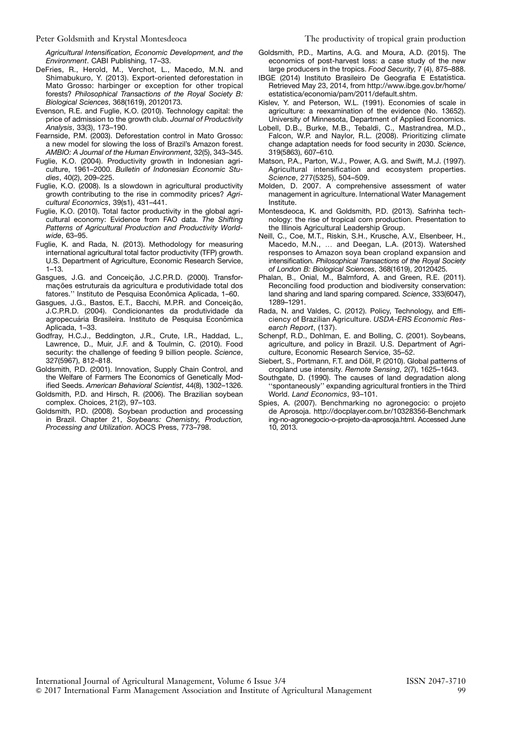*Agricultural Intensification, Economic Development, and the Environment*. CABI Publishing, 17–33.

DeFries, R., Herold, M., Verchot, L., Macedo, M.N. and Shimabukuro, Y. (2013). Export-oriented deforestation in Mato Grosso: harbinger or exception for other tropical forests? *Philosophical Transactions of the Royal Society B: Biological Sciences*, 368(1619), 20120173.

Evenson, R.E. and Fuglie, K.O. (2010). Technology capital: the price of admission to the growth club. *Journal of Productivity Analysis*, 33(3), 173–190.

Fearnside, P.M. (2003). Deforestation control in Mato Grosso: a new model for slowing the loss of Brazil's Amazon forest. *AMBIO: A Journal of the Human Environment*, 32(5), 343–345.

Fuglie, K.O. (2004). Productivity growth in Indonesian agriculture, 1961–2000. *Bulletin of Indonesian Economic Studies*, 40(2), 209–225.

Fuglie, K.O. (2008). Is a slowdown in agricultural productivity growth contributing to the rise in commodity prices? *Agricultural Economics*, 39(s1), 431–441.

Fuglie, K.O. (2010). Total factor productivity in the global agricultural economy: Evidence from FAO data. *The Shifting Patterns of Agricultural Production and Productivity Worldwide*, 63–95.

Fuglie, K. and Rada, N. (2013). Methodology for measuring international agricultural total factor productivity (TFP) growth. U.S. Department of Agriculture, Economic Research Service, 1–13.

Gasgues, J.G. and Conceição, J.C.P.R.D. (2000). Transformações estruturais da agricultura e produtividade total dos fatores.'' Instituto de Pesquisa Econômica Aplicada, 1–60.

Gasgues, J.G., Bastos, E.T., Bacchi, M.P.R. and Conceição, J.C.P.R.D. (2004). Condicionantes da produtividade da agropecuária Brasileira. Instituto de Pesquisa Econômica Aplicada, 1–33.

Godfray, H.C.J., Beddington, J.R., Crute, I.R., Haddad, L., Lawrence, D., Muir, J.F. and & Toulmin, C. (2010). Food security: the challenge of feeding 9 billion people. *Science*, 327(5967), 812–818.

Goldsmith, P.D. (2001). Innovation, Supply Chain Control, and the Welfare of Farmers The Economics of Genetically Modified Seeds. *American Behavioral Scientist*, 44(8), 1302–1326.

Goldsmith, P.D. and Hirsch, R. (2006). The Brazilian soybean complex. Choices, 21(2), 97–103.

Goldsmith, P.D. (2008). Soybean production and processing in Brazil. Chapter 21, *Soybeans: Chemistry, Production, Processing and Utilization*. AOCS Press, 773–798.

Goldsmith, P.D., Martins, A.G. and Moura, A.D. (2015). The economics of post-harvest loss: a case study of the new large producers in the tropics. *Food Security*, 7 (4), 875–888.

IBGE (2014) Instituto Brasileiro De Geografia E Estatística. Retrieved May 23, 2014, from http://www.ibge.gov.br/home/estatistica/economia/pam/2011/default.shtm.

Kislev, Y. and Peterson, W.L. (1991). Economies of scale in agriculture: a reexamination of the evidence (No. 13652). University of Minnesota, Department of Applied Economics.

Lobell, D.B., Burke, M.B., Tebaldi, C., Mastrandrea, M.D., Falcon, W.P. and Naylor, R.L. (2008). Prioritizing climate change adaptation needs for food security in 2030. *Science*, 319(5863), 607–610.

Matson, P.A., Parton, W.J., Power, A.G. and Swift, M.J. (1997). Agricultural intensification and ecosystem properties. *Science*, 277(5325), 504–509.

Molden, D. 2007. A comprehensive assessment of water management in agriculture. International Water Management Institute.

Montesdeoca, K. and Goldsmith, P.D. (2013). Safrinha technology: the rise of tropical corn production. Presentation to the Illinois Agricultural Leadership Group.

Neill, C., Coe, M.T., Riskin, S.H., Krusche, A.V., Elsenbeer, H., Macedo, M.N., … and Deegan, L.A. (2013). Watershed responses to Amazon soya bean cropland expansion and intensification. *Philosophical Transactions of the Royal Society of London B: Biological Sciences*, 368(1619), 20120425.

Phalan, B., Onial, M., Balmford, A. and Green, R.E. (2011). Reconciling food production and biodiversity conservation: land sharing and land sparing compared. *Science*, 333(6047), 1289–1291.

Rada, N. and Valdes, C. (2012). Policy, Technology, and Efficiency of Brazilian Agriculture. *USDA-ERS Economic Research Report*, (137).

Schenpf, R.D., Dohlman, E. and Bolling, C. (2001). Soybeans, agriculture, and policy in Brazil. U.S. Department of Agriculture, Economic Research Service, 35–52.

Siebert, S., Portmann, F.T. and Döll, P. (2010). Global patterns of cropland use intensity. *Remote Sensing*, 2(7), 1625–1643.

Southgate, D. (1990). The causes of land degradation along ''spontaneously'' expanding agricultural frontiers in the Third World. *Land Economics*, 93–101.

Spies, A. (2007). Benchmarking no agronegocio: o projeto de Aprosoja. http://docplayer.com.br/10328356-Benchmarking-no-agronegocio-o-projeto-da-aprosoja.html. Accessed June 10, 2013.